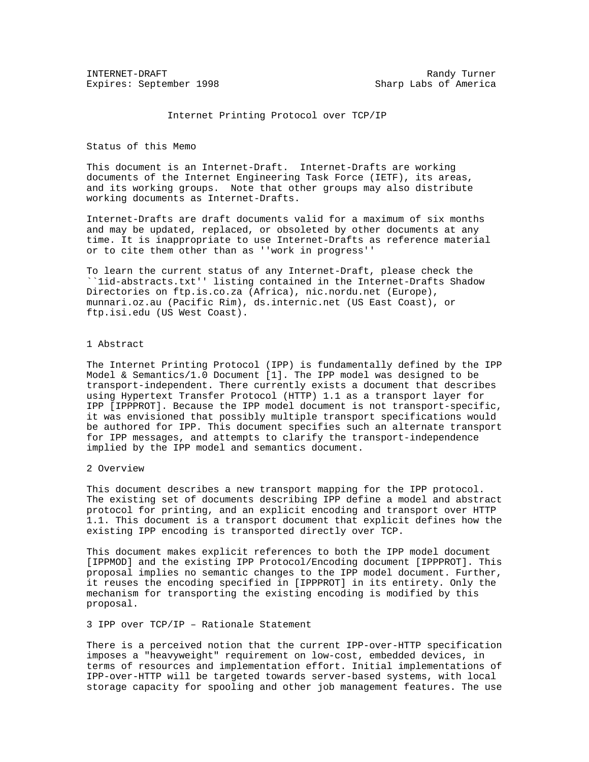INTERNET-DRAFT Randy Turner
Expires: September 1998 Sharp Labs of America

# Internet Printing Protocol over TCP/IP

## Status of this Memo

This document is an Internet-Draft. Internet-Drafts are working documents of the Internet Engineering Task Force (IETF), its areas, and its working groups. Note that other groups may also distribute working documents as Internet-Drafts.

Internet-Drafts are draft documents valid for a maximum of six months and may be updated, replaced, or obsoleted by other documents at any time. It is inappropriate to use Internet-Drafts as reference material or to cite them other than as ''work in progress''

To learn the current status of any Internet-Draft, please check the ``1id-abstracts.txt'' listing contained in the Internet-Drafts Shadow Directories on ftp.is.co.za (Africa), nic.nordu.net (Europe), munnari.oz.au (Pacific Rim), ds.internic.net (US East Coast), or ftp.isi.edu (US West Coast).

## 1 Abstract

The Internet Printing Protocol (IPP) is fundamentally defined by the IPP Model & Semantics/1.0 Document [1]. The IPP model was designed to be transport-independent. There currently exists a document that describes using Hypertext Transfer Protocol (HTTP) 1.1 as a transport layer for IPP [IPPPROT]. Because the IPP model document is not transport-specific, it was envisioned that possibly multiple transport specifications would be authored for IPP. This document specifies such an alternate transport for IPP messages, and attempts to clarify the transport-independence implied by the IPP model and semantics document.

## 2 Overview

This document describes a new transport mapping for the IPP protocol. The existing set of documents describing IPP define a model and abstract protocol for printing, and an explicit encoding and transport over HTTP 1.1. This document is a transport document that explicit defines how the existing IPP encoding is transported directly over TCP.

This document makes explicit references to both the IPP model document [IPPMOD] and the existing IPP Protocol/Encoding document [IPPPROT]. This proposal implies no semantic changes to the IPP model document. Further, it reuses the encoding specified in [IPPPROT] in its entirety. Only the mechanism for transporting the existing encoding is modified by this proposal.

## 3 IPP over TCP/IP – Rationale Statement

There is a perceived notion that the current IPP-over-HTTP specification imposes a "heavyweight" requirement on low-cost, embedded devices, in terms of resources and implementation effort. Initial implementations of IPP-over-HTTP will be targeted towards server-based systems, with local storage capacity for spooling and other job management features. The use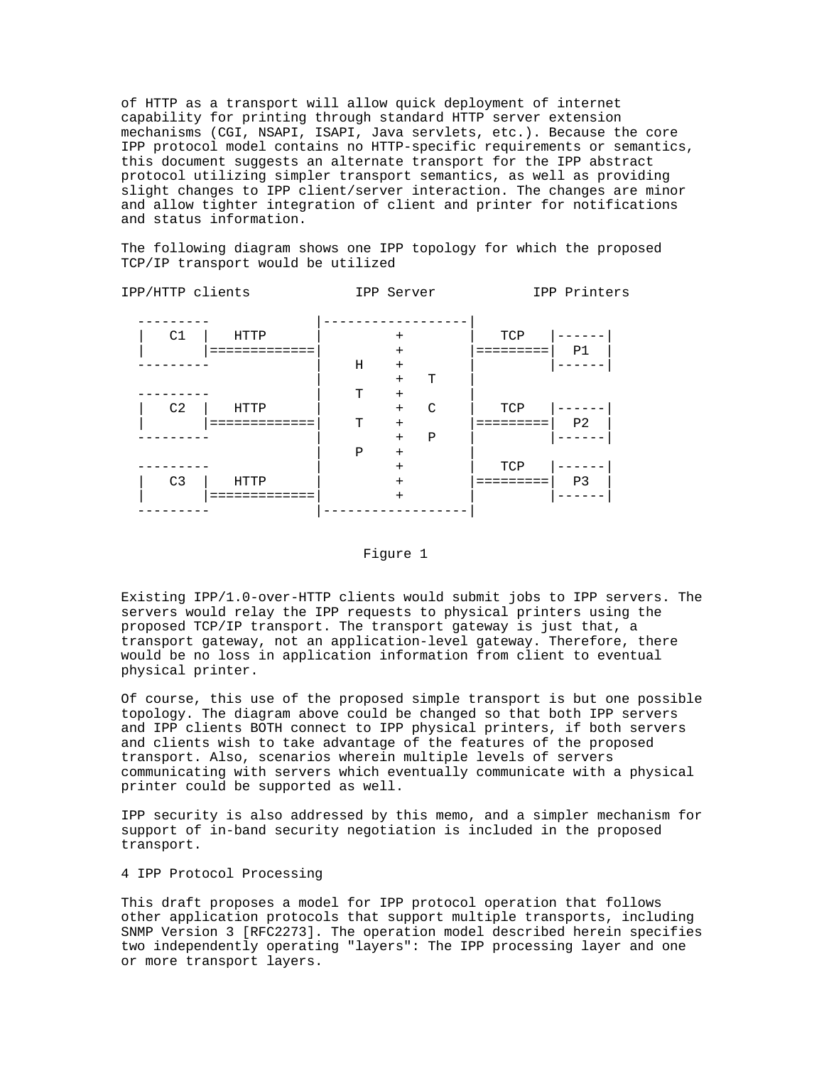of HTTP as a transport will allow quick deployment of internet capability for printing through standard HTTP server extension mechanisms (CGI, NSAPI, ISAPI, Java servlets, etc.). Because the core IPP protocol model contains no HTTP-specific requirements or semantics, this document suggests an alternate transport for the IPP abstract protocol utilizing simpler transport semantics, as well as providing slight changes to IPP client/server interaction. The changes are minor and allow tighter integration of client and printer for notifications and status information.

The following diagram shows one IPP topology for which the proposed TCP/IP transport would be utilized

```
IPP/HTTP clients            IPP Server            IPP Printers

  ---------             |------------------|
  |   C1   |   HTTP     |         +        |   TCP   |------|
  |        |============|         +        |=========|  P1  |
  ---------             |    H    +        |         |------|
                        |         +    T   |
  ---------             |    T    +        |
  |   C2   |   HTTP     |         +    C   |   TCP   |------|
  |        |============|    T    +        |=========|  P2  |
  ---------             |         +    P   |         |------|
                        |    P    +        |
  ---------             |         +        |   TCP   |------|
  |   C3   |   HTTP     |         +        |=========|  P3  |
  |        |============|         +        |         |------|
  ---------             |------------------|
```

Figure 1

Existing IPP/1.0-over-HTTP clients would submit jobs to IPP servers. The servers would relay the IPP requests to physical printers using the proposed TCP/IP transport. The transport gateway is just that, a transport gateway, not an application-level gateway. Therefore, there would be no loss in application information from client to eventual physical printer.

Of course, this use of the proposed simple transport is but one possible topology. The diagram above could be changed so that both IPP servers and IPP clients BOTH connect to IPP physical printers, if both servers and clients wish to take advantage of the features of the proposed transport. Also, scenarios wherein multiple levels of servers communicating with servers which eventually communicate with a physical printer could be supported as well.

IPP security is also addressed by this memo, and a simpler mechanism for support of in-band security negotiation is included in the proposed transport.

## 4 IPP Protocol Processing

This draft proposes a model for IPP protocol operation that follows other application protocols that support multiple transports, including SNMP Version 3 [RFC2273]. The operation model described herein specifies two independently operating "layers": The IPP processing layer and one or more transport layers.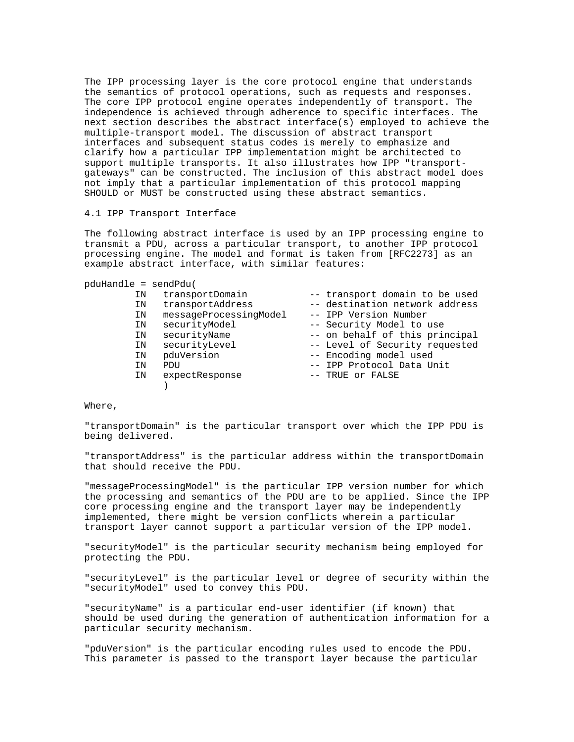The IPP processing layer is the core protocol engine that understands the semantics of protocol operations, such as requests and responses. The core IPP protocol engine operates independently of transport. The independence is achieved through adherence to specific interfaces. The next section describes the abstract interface(s) employed to achieve the multiple-transport model. The discussion of abstract transport interfaces and subsequent status codes is merely to emphasize and clarify how a particular IPP implementation might be architected to support multiple transports. It also illustrates how IPP "transport-gateways" can be constructed. The inclusion of this abstract model does not imply that a particular implementation of this protocol mapping SHOULD or MUST be constructed using these abstract semantics.

## 4.1 IPP Transport Interface

The following abstract interface is used by an IPP processing engine to transmit a PDU, across a particular transport, to another IPP protocol processing engine. The model and format is taken from [RFC2273] as an example abstract interface, with similar features:

```
pduHandle = sendPdu(
         IN   transportDomain          -- transport domain to be used
         IN   transportAddress         -- destination network address
         IN   messageProcessingModel   -- IPP Version Number
         IN   securityModel            -- Security Model to use
         IN   securityName             -- on behalf of this principal
         IN   securityLevel            -- Level of Security requested
         IN   pduVersion               -- Encoding model used
         IN   PDU                      -- IPP Protocol Data Unit
         IN   expectResponse           -- TRUE or FALSE
              )
```

Where,

"transportDomain" is the particular transport over which the IPP PDU is being delivered.

"transportAddress" is the particular address within the transportDomain that should receive the PDU.

"messageProcessingModel" is the particular IPP version number for which the processing and semantics of the PDU are to be applied. Since the IPP core processing engine and the transport layer may be independently implemented, there might be version conflicts wherein a particular transport layer cannot support a particular version of the IPP model.

"securityModel" is the particular security mechanism being employed for protecting the PDU.

"securityLevel" is the particular level or degree of security within the "securityModel" used to convey this PDU.

"securityName" is a particular end-user identifier (if known) that should be used during the generation of authentication information for a particular security mechanism.

"pduVersion" is the particular encoding rules used to encode the PDU. This parameter is passed to the transport layer because the particular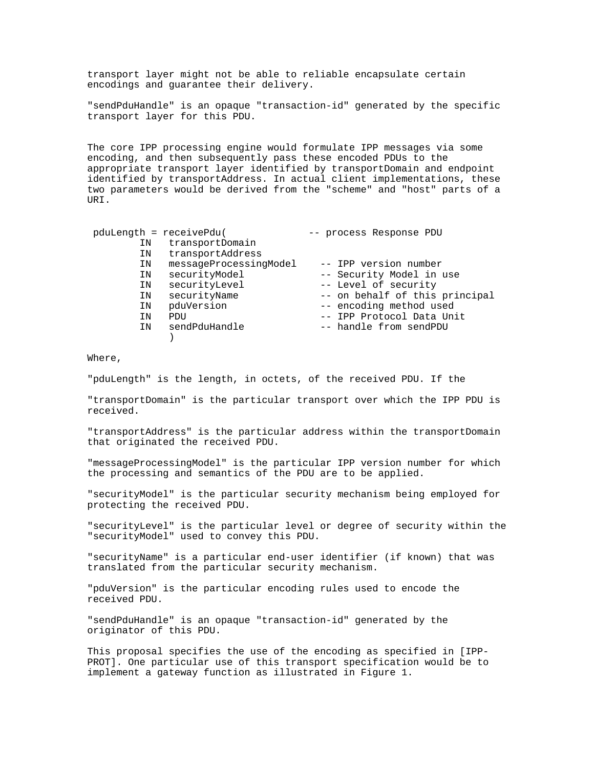transport layer might not be able to reliable encapsulate certain encodings and guarantee their delivery.

"sendPduHandle" is an opaque "transaction-id" generated by the specific transport layer for this PDU.

The core IPP processing engine would formulate IPP messages via some encoding, and then subsequently pass these encoded PDUs to the appropriate transport layer identified by transportDomain and endpoint identified by transportAddress. In actual client implementations, these two parameters would be derived from the "scheme" and "host" parts of a URI.

```
 pduLength = receivePdu(              -- process Response PDU
         IN   transportDomain
         IN   transportAddress
         IN   messageProcessingModel    -- IPP version number
         IN   securityModel             -- Security Model in use
         IN   securityLevel             -- Level of security
         IN   securityName              -- on behalf of this principal
         IN   pduVersion                -- encoding method used
         IN   PDU                       -- IPP Protocol Data Unit
         IN   sendPduHandle             -- handle from sendPDU
              )
```

Where,

"pduLength" is the length, in octets, of the received PDU. If the

"transportDomain" is the particular transport over which the IPP PDU is received.

"transportAddress" is the particular address within the transportDomain that originated the received PDU.

"messageProcessingModel" is the particular IPP version number for which the processing and semantics of the PDU are to be applied.

"securityModel" is the particular security mechanism being employed for protecting the received PDU.

"securityLevel" is the particular level or degree of security within the "securityModel" used to convey this PDU.

"securityName" is a particular end-user identifier (if known) that was translated from the particular security mechanism.

"pduVersion" is the particular encoding rules used to encode the received PDU.

"sendPduHandle" is an opaque "transaction-id" generated by the originator of this PDU.

This proposal specifies the use of the encoding as specified in [IPP-PROT]. One particular use of this transport specification would be to implement a gateway function as illustrated in Figure 1.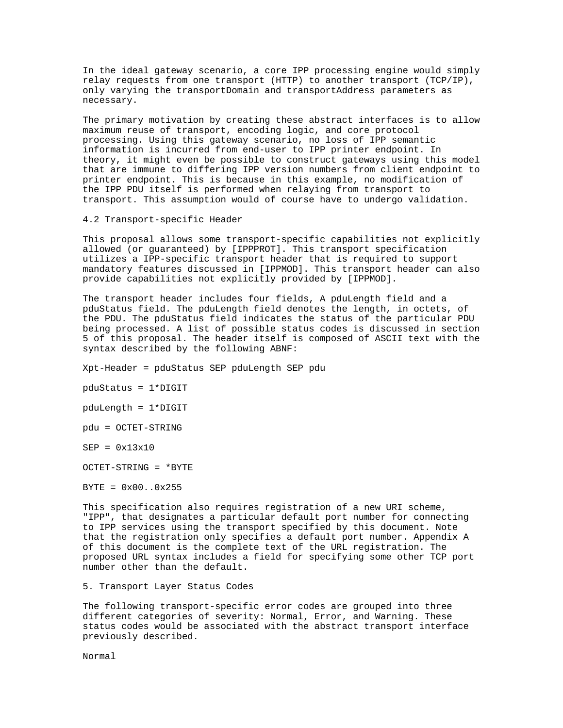In the ideal gateway scenario, a core IPP processing engine would simply relay requests from one transport (HTTP) to another transport (TCP/IP), only varying the transportDomain and transportAddress parameters as necessary.

The primary motivation by creating these abstract interfaces is to allow maximum reuse of transport, encoding logic, and core protocol processing. Using this gateway scenario, no loss of IPP semantic information is incurred from end-user to IPP printer endpoint. In theory, it might even be possible to construct gateways using this model that are immune to differing IPP version numbers from client endpoint to printer endpoint. This is because in this example, no modification of the IPP PDU itself is performed when relaying from transport to transport. This assumption would of course have to undergo validation.

## 4.2 Transport-specific Header

This proposal allows some transport-specific capabilities not explicitly allowed (or guaranteed) by [IPPPROT]. This transport specification utilizes a IPP-specific transport header that is required to support mandatory features discussed in [IPPMOD]. This transport header can also provide capabilities not explicitly provided by [IPPMOD].

The transport header includes four fields, A pduLength field and a pduStatus field. The pduLength field denotes the length, in octets, of the PDU. The pduStatus field indicates the status of the particular PDU being processed. A list of possible status codes is discussed in section 5 of this proposal. The header itself is composed of ASCII text with the syntax described by the following ABNF:

```
Xpt-Header = pduStatus SEP pduLength SEP pdu

pduStatus = 1*DIGIT

pduLength = 1*DIGIT

pdu = OCTET-STRING

SEP = 0x13x10

OCTET-STRING = *BYTE

BYTE = 0x00..0x255
```

This specification also requires registration of a new URI scheme, "IPP", that designates a particular default port number for connecting to IPP services using the transport specified by this document. Note that the registration only specifies a default port number. Appendix A of this document is the complete text of the URL registration. The proposed URL syntax includes a field for specifying some other TCP port number other than the default.

## 5. Transport Layer Status Codes

The following transport-specific error codes are grouped into three different categories of severity: Normal, Error, and Warning. These status codes would be associated with the abstract transport interface previously described.

Normal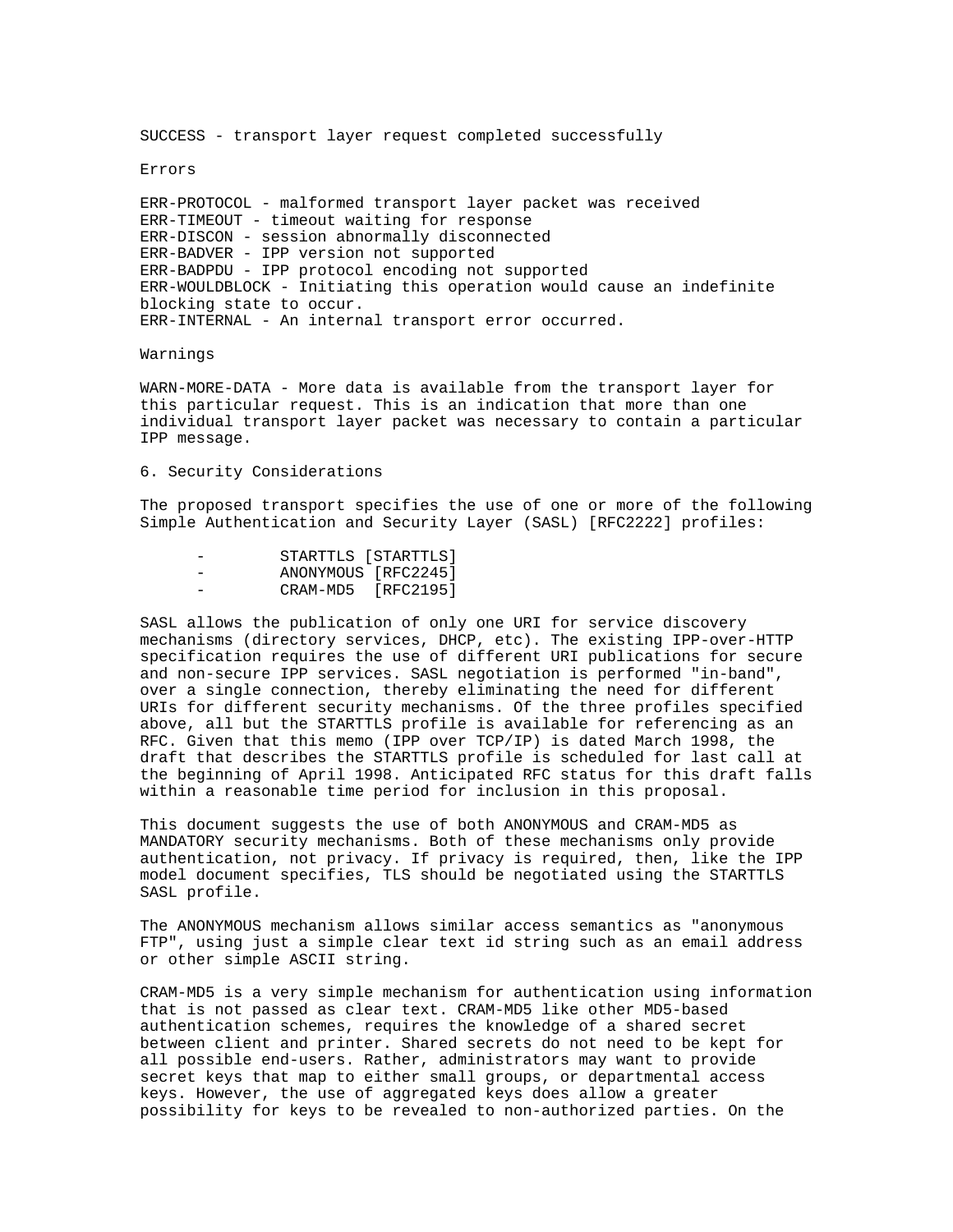SUCCESS - transport layer request completed successfully

Errors

ERR-PROTOCOL - malformed transport layer packet was received
ERR-TIMEOUT - timeout waiting for response
ERR-DISCON - session abnormally disconnected
ERR-BADVER - IPP version not supported
ERR-BADPDU - IPP protocol encoding not supported
ERR-WOULDBLOCK - Initiating this operation would cause an indefinite blocking state to occur.
ERR-INTERNAL - An internal transport error occurred.

Warnings

WARN-MORE-DATA - More data is available from the transport layer for this particular request. This is an indication that more than one individual transport layer packet was necessary to contain a particular IPP message.

## 6. Security Considerations

The proposed transport specifies the use of one or more of the following Simple Authentication and Security Layer (SASL) [RFC2222] profiles:

- STARTTLS [STARTTLS]
- ANONYMOUS [RFC2245]
- CRAM-MD5 [RFC2195]

SASL allows the publication of only one URI for service discovery mechanisms (directory services, DHCP, etc). The existing IPP-over-HTTP specification requires the use of different URI publications for secure and non-secure IPP services. SASL negotiation is performed "in-band", over a single connection, thereby eliminating the need for different URIs for different security mechanisms. Of the three profiles specified above, all but the STARTTLS profile is available for referencing as an RFC. Given that this memo (IPP over TCP/IP) is dated March 1998, the draft that describes the STARTTLS profile is scheduled for last call at the beginning of April 1998. Anticipated RFC status for this draft falls within a reasonable time period for inclusion in this proposal.

This document suggests the use of both ANONYMOUS and CRAM-MD5 as MANDATORY security mechanisms. Both of these mechanisms only provide authentication, not privacy. If privacy is required, then, like the IPP model document specifies, TLS should be negotiated using the STARTTLS SASL profile.

The ANONYMOUS mechanism allows similar access semantics as "anonymous FTP", using just a simple clear text id string such as an email address or other simple ASCII string.

CRAM-MD5 is a very simple mechanism for authentication using information that is not passed as clear text. CRAM-MD5 like other MD5-based authentication schemes, requires the knowledge of a shared secret between client and printer. Shared secrets do not need to be kept for all possible end-users. Rather, administrators may want to provide secret keys that map to either small groups, or departmental access keys. However, the use of aggregated keys does allow a greater possibility for keys to be revealed to non-authorized parties. On the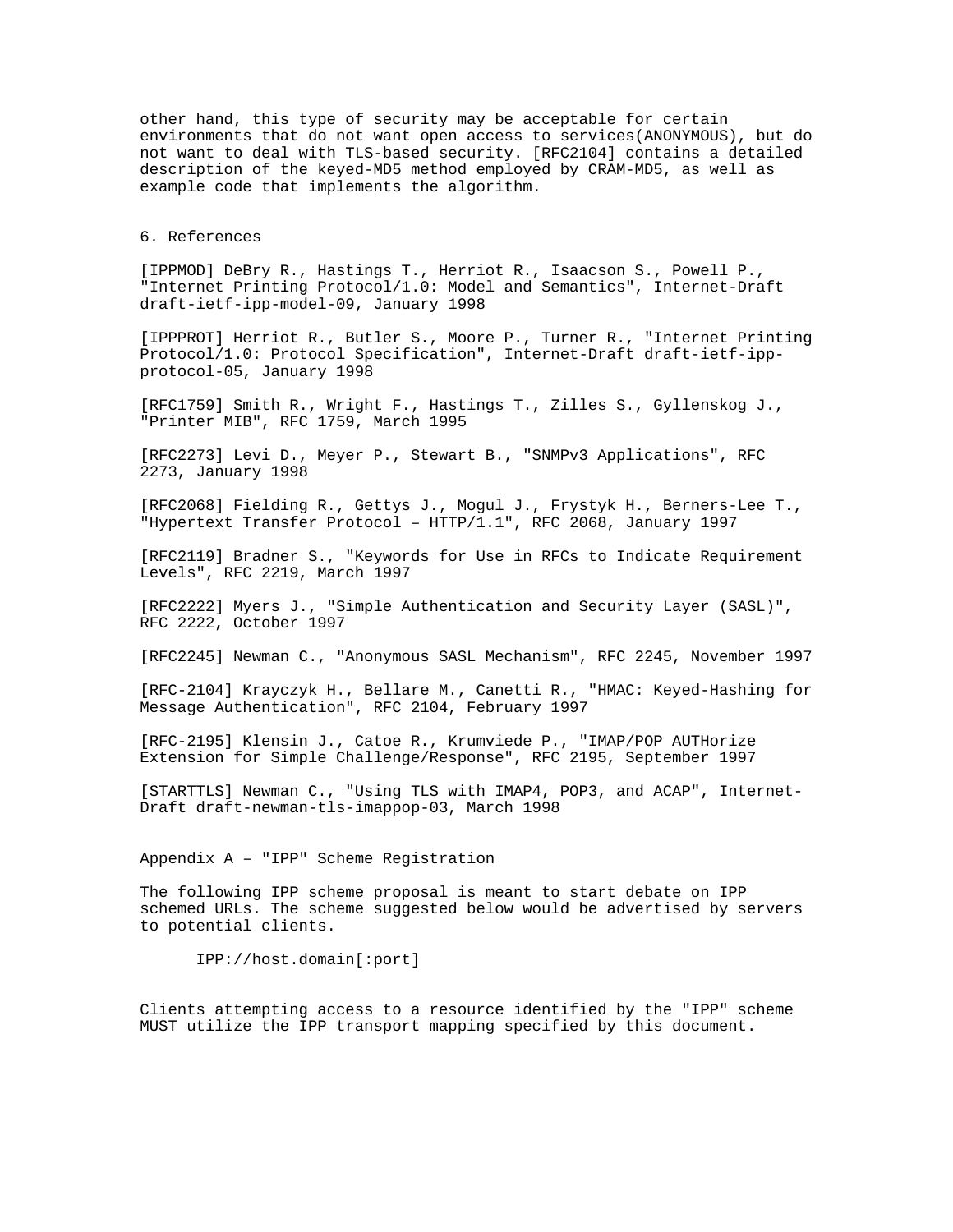other hand, this type of security may be acceptable for certain environments that do not want open access to services(ANONYMOUS), but do not want to deal with TLS-based security. [RFC2104] contains a detailed description of the keyed-MD5 method employed by CRAM-MD5, as well as example code that implements the algorithm.

## 6. References

[IPPMOD] DeBry R., Hastings T., Herriot R., Isaacson S., Powell P., "Internet Printing Protocol/1.0: Model and Semantics", Internet-Draft draft-ietf-ipp-model-09, January 1998

[IPPPROT] Herriot R., Butler S., Moore P., Turner R., "Internet Printing Protocol/1.0: Protocol Specification", Internet-Draft draft-ietf-ipp-protocol-05, January 1998

[RFC1759] Smith R., Wright F., Hastings T., Zilles S., Gyllenskog J., "Printer MIB", RFC 1759, March 1995

[RFC2273] Levi D., Meyer P., Stewart B., "SNMPv3 Applications", RFC 2273, January 1998

[RFC2068] Fielding R., Gettys J., Mogul J., Frystyk H., Berners-Lee T., "Hypertext Transfer Protocol – HTTP/1.1", RFC 2068, January 1997

[RFC2119] Bradner S., "Keywords for Use in RFCs to Indicate Requirement Levels", RFC 2219, March 1997

[RFC2222] Myers J., "Simple Authentication and Security Layer (SASL)", RFC 2222, October 1997

[RFC2245] Newman C., "Anonymous SASL Mechanism", RFC 2245, November 1997

[RFC-2104] Krayczyk H., Bellare M., Canetti R., "HMAC: Keyed-Hashing for Message Authentication", RFC 2104, February 1997

[RFC-2195] Klensin J., Catoe R., Krumviede P., "IMAP/POP AUTHorize Extension for Simple Challenge/Response", RFC 2195, September 1997

[STARTTLS] Newman C., "Using TLS with IMAP4, POP3, and ACAP", Internet-Draft draft-newman-tls-imappop-03, March 1998

## Appendix A – "IPP" Scheme Registration

The following IPP scheme proposal is meant to start debate on IPP schemed URLs. The scheme suggested below would be advertised by servers to potential clients.

```
IPP://host.domain[:port]
```

Clients attempting access to a resource identified by the "IPP" scheme MUST utilize the IPP transport mapping specified by this document.